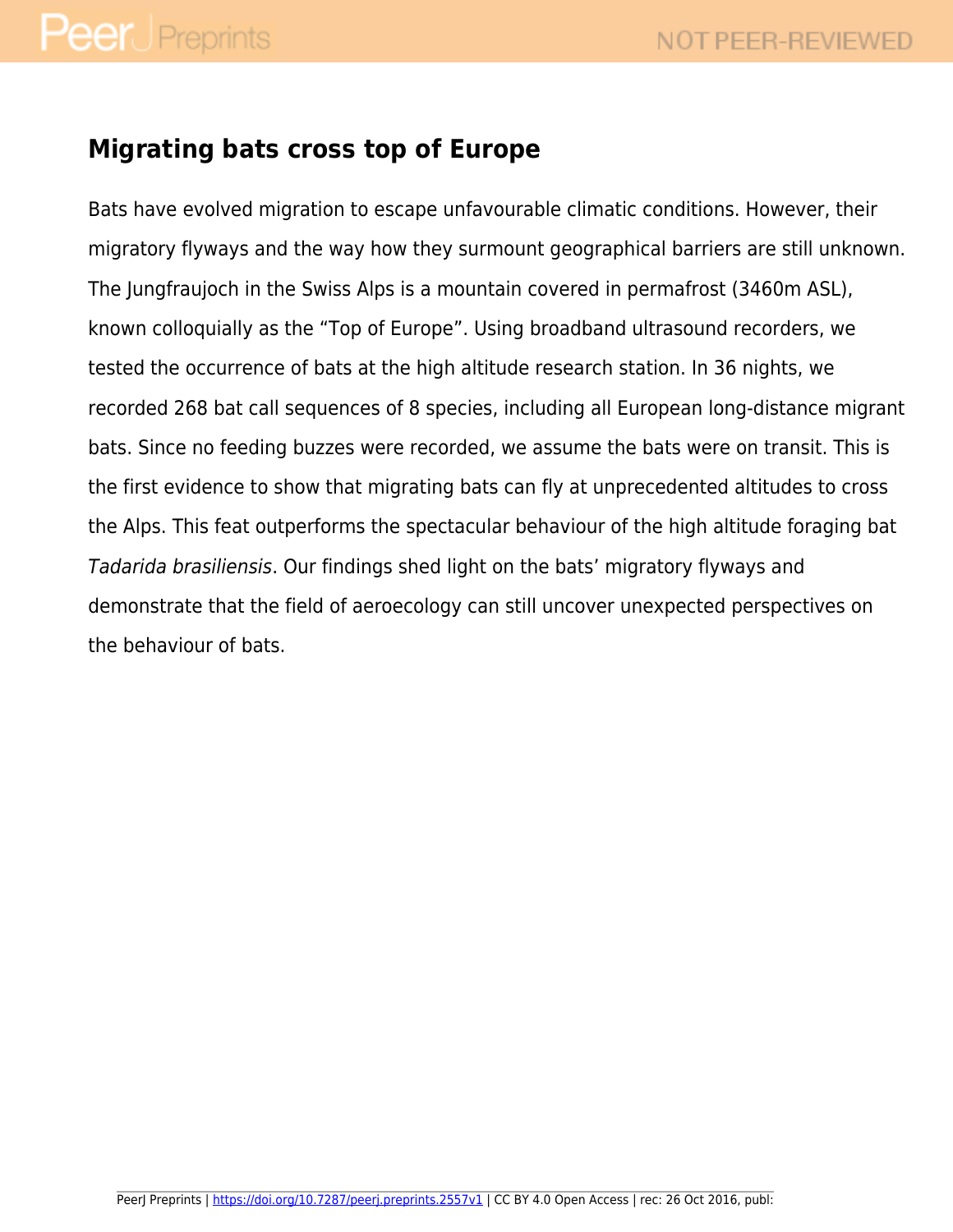# Migrating bats cross top of Europe

Bats have evolved migration to escape unfavourable climatic conditions. However, their migratory flyways and the way how they surmount geographical barriers are still unknown. The Jungfraujoch in the Swiss Alps is a mountain covered in permafrost (3460m ASL), known colloquially as the "Top of Europe". Using broadband ultrasound recorders, we tested the occurrence of bats at the high altitude research station. In 36 nights, we recorded 268 bat call sequences of 8 species, including all European long-distance migrant bats. Since no feeding buzzes were recorded, we assume the bats were on transit. This is the first evidence to show that migrating bats can fly at unprecedented altitudes to cross the Alps. This feat outperforms the spectacular behaviour of the high altitude foraging bat *Tadarida brasiliensis*. Our findings shed light on the bats' migratory flyways and demonstrate that the field of aeroecology can still uncover unexpected perspectives on the behaviour of bats.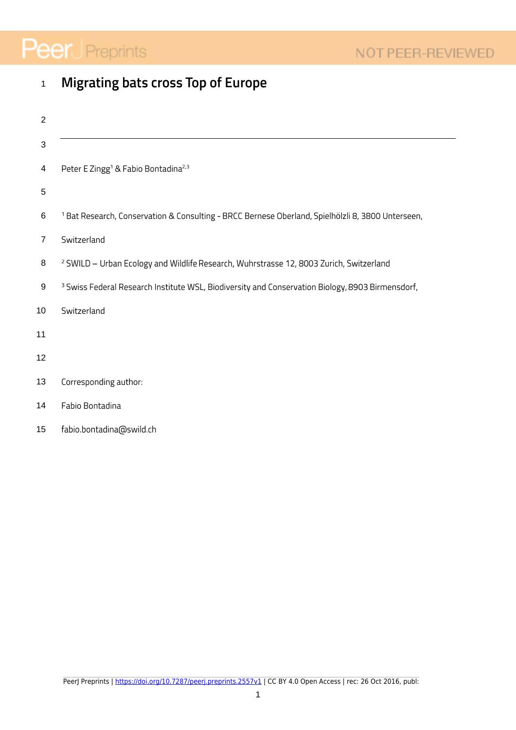# Migrating bats cross Top of Europe

---

Peter E Zingg[1] & Fabio Bontadina[2,3]

[1] Bat Research, Conservation & Consulting - BRCC Bernese Oberland, Spielhölzli 8, 3800 Unterseen, Switzerland

[2] SWILD – Urban Ecology and Wildlife Research, Wuhrstrasse 12, 8003 Zurich, Switzerland

[3] Swiss Federal Research Institute WSL, Biodiversity and Conservation Biology, 8903 Birmensdorf, Switzerland

Corresponding author:

Fabio Bontadina

fabio.bontadina@swild.ch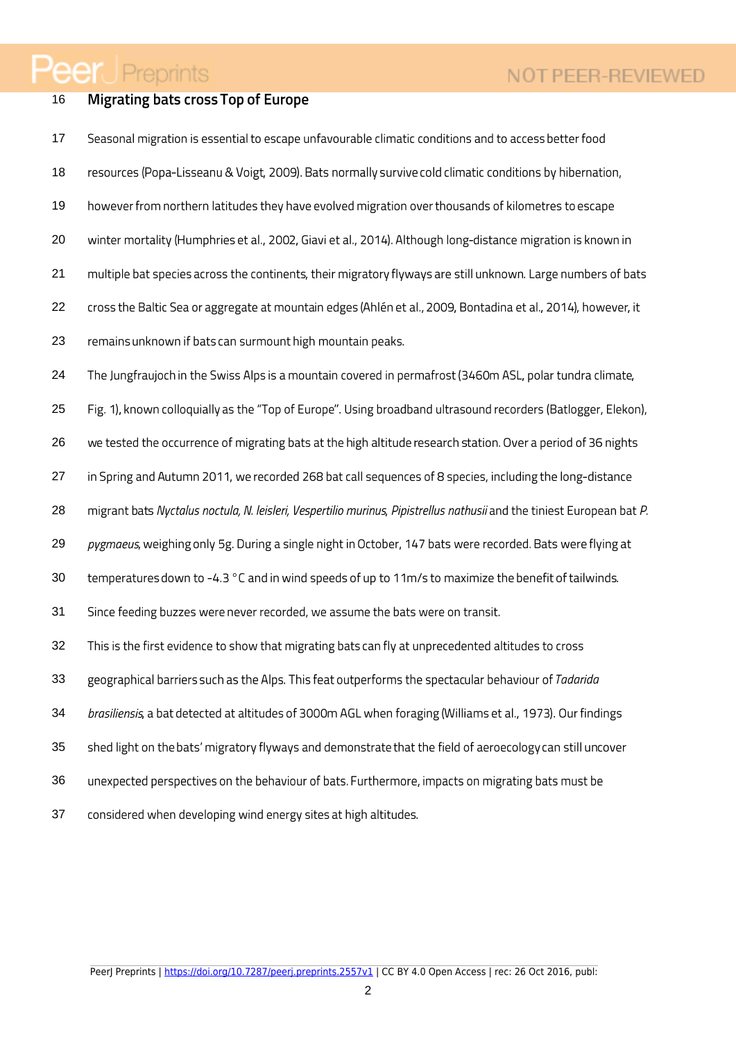# Migrating bats cross Top of Europe

Seasonal migration is essential to escape unfavourable climatic conditions and to access better food resources (Popa-Lisseanu & Voigt, 2009). Bats normally survive cold climatic conditions by hibernation, however from northern latitudes they have evolved migration over thousands of kilometres to escape winter mortality (Humphries et al., 2002, Giavi et al., 2014). Although long-distance migration is known in multiple bat species across the continents, their migratory flyways are still unknown. Large numbers of bats cross the Baltic Sea or aggregate at mountain edges (Ahlén et al., 2009, Bontadina et al., 2014), however, it remains unknown if bats can surmount high mountain peaks.

The Jungfraujoch in the Swiss Alps is a mountain covered in permafrost (3460m ASL, polar tundra climate, Fig. 1), known colloquially as the "Top of Europe". Using broadband ultrasound recorders (Batlogger, Elekon), we tested the occurrence of migrating bats at the high altitude research station. Over a period of 36 nights in Spring and Autumn 2011, we recorded 268 bat call sequences of 8 species, including the long-distance migrant bats *Nyctalus noctula, N. leisleri, Vespertilio murinus, Pipistrellus nathusii* and the tiniest European bat *P. pygmaeus*, weighing only 5g. During a single night in October, 147 bats were recorded. Bats were flying at temperatures down to -4.3 °C and in wind speeds of up to 11m/s to maximize the benefit of tailwinds. Since feeding buzzes were never recorded, we assume the bats were on transit.

This is the first evidence to show that migrating bats can fly at unprecedented altitudes to cross geographical barriers such as the Alps. This feat outperforms the spectacular behaviour of *Tadarida brasiliensis*, a bat detected at altitudes of 3000m AGL when foraging (Williams et al., 1973). Our findings shed light on the bats' migratory flyways and demonstrate that the field of aeroecology can still uncover unexpected perspectives on the behaviour of bats. Furthermore, impacts on migrating bats must be considered when developing wind energy sites at high altitudes.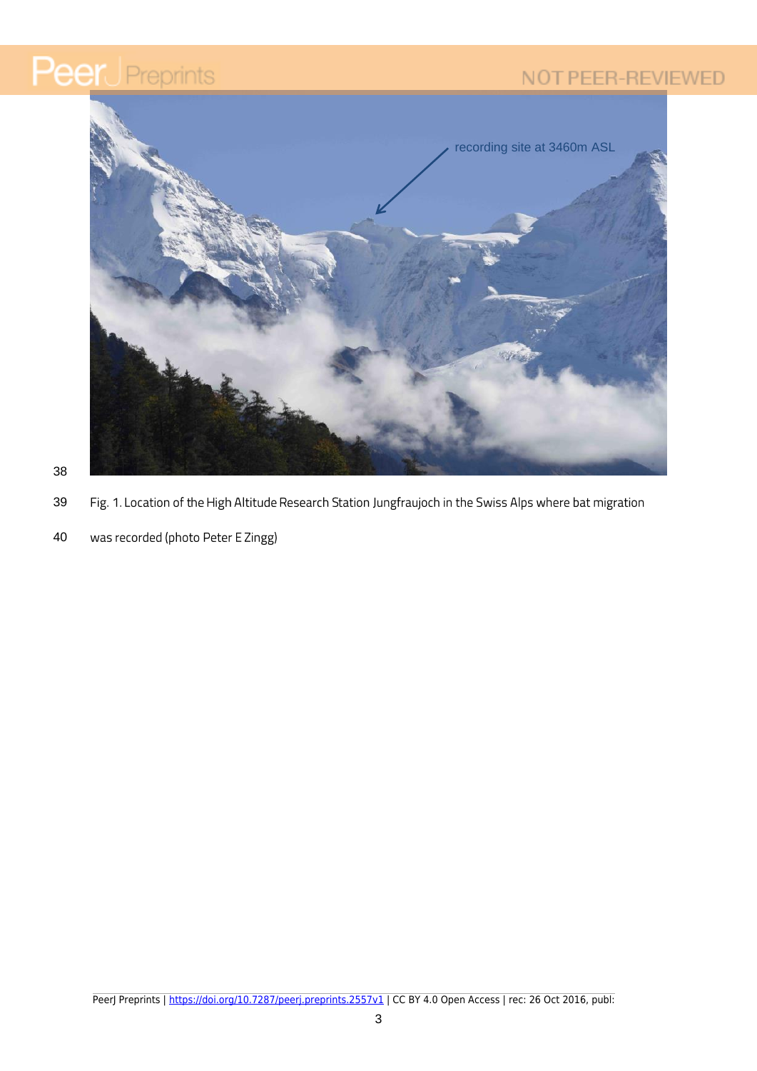Fig. 1. Location of the High Altitude Research Station Jungfraujoch in the Swiss Alps where bat migration was recorded (photo Peter E Zingg)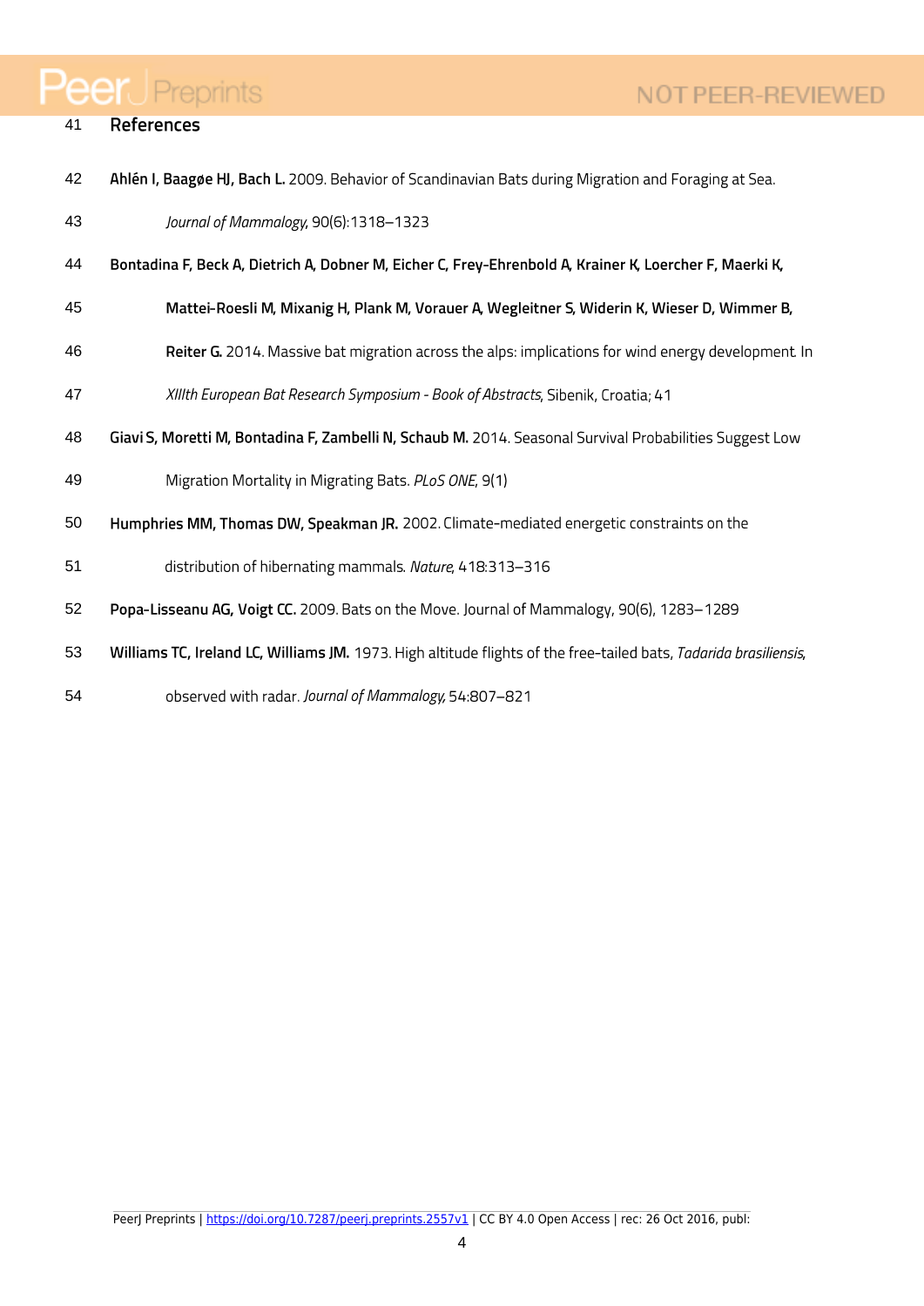## References

**Ahlén I, Baagøe HJ, Bach L.** 2009. Behavior of Scandinavian Bats during Migration and Foraging at Sea. *Journal of Mammalogy*, 90(6):1318–1323

**Bontadina F, Beck A, Dietrich A, Dobner M, Eicher C, Frey-Ehrenbold A, Krainer K, Loercher F, Maerki K, Mattei-Roesli M, Mixanig H, Plank M, Vorauer A, Wegleitner S, Widerin K, Wieser D, Wimmer B, Reiter G.** 2014. Massive bat migration across the alps: implications for wind energy development. In *XIIIth European Bat Research Symposium - Book of Abstracts*, Sibenik, Croatia; 41

**Giavi S, Moretti M, Bontadina F, Zambelli N, Schaub M.** 2014. Seasonal Survival Probabilities Suggest Low Migration Mortality in Migrating Bats. *PLoS ONE*, 9(1)

**Humphries MM, Thomas DW, Speakman JR.** 2002. Climate-mediated energetic constraints on the distribution of hibernating mammals. *Nature*, 418:313–316

**Popa-Lisseanu AG, Voigt CC.** 2009. Bats on the Move. Journal of Mammalogy, 90(6), 1283–1289

**Williams TC, Ireland LC, Williams JM.** 1973. High altitude flights of the free-tailed bats, *Tadarida brasiliensis*, observed with radar. *Journal of Mammalogy*, 54:807–821